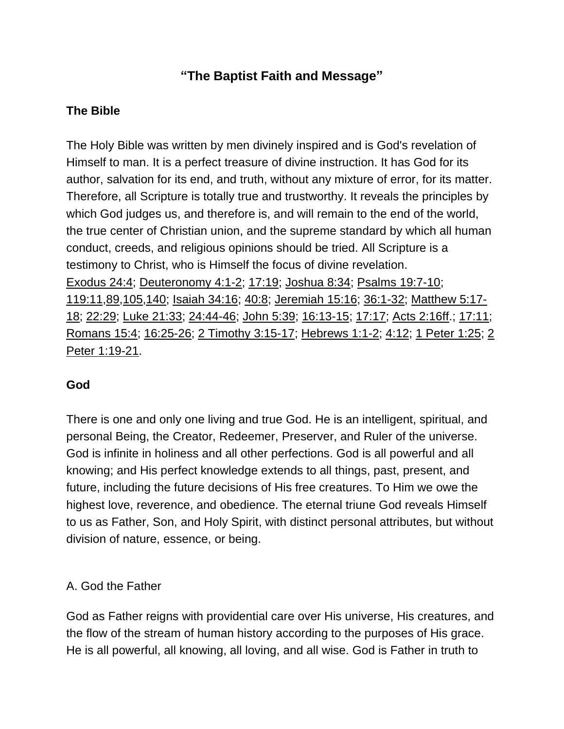# “The Baptist Faith and Message”

## The Bible

The Holy Bible was written by men divinely inspired and is God's revelation of Himself to man. It is a perfect treasure of divine instruction. It has God for its author, salvation for its end, and truth, without any mixture of error, for its matter. Therefore, all Scripture is totally true and trustworthy. It reveals the principles by which God judges us, and therefore is, and will remain to the end of the world, the true center of Christian union, and the supreme standard by which all human conduct, creeds, and religious opinions should be tried. All Scripture is a testimony to Christ, who is Himself the focus of divine revelation.
Exodus 24:4; Deuteronomy 4:1-2; 17:19; Joshua 8:34; Psalms 19:7-10; 119:11,89,105,140; Isaiah 34:16; 40:8; Jeremiah 15:16; 36:1-32; Matthew 5:17-18; 22:29; Luke 21:33; 24:44-46; John 5:39; 16:13-15; 17:17; Acts 2:16ff.; 17:11; Romans 15:4; 16:25-26; 2 Timothy 3:15-17; Hebrews 1:1-2; 4:12; 1 Peter 1:25; 2 Peter 1:19-21.

## God

There is one and only one living and true God. He is an intelligent, spiritual, and personal Being, the Creator, Redeemer, Preserver, and Ruler of the universe. God is infinite in holiness and all other perfections. God is all powerful and all knowing; and His perfect knowledge extends to all things, past, present, and future, including the future decisions of His free creatures. To Him we owe the highest love, reverence, and obedience. The eternal triune God reveals Himself to us as Father, Son, and Holy Spirit, with distinct personal attributes, but without division of nature, essence, or being.

### A. God the Father

God as Father reigns with providential care over His universe, His creatures, and the flow of the stream of human history according to the purposes of His grace. He is all powerful, all knowing, all loving, and all wise. God is Father in truth to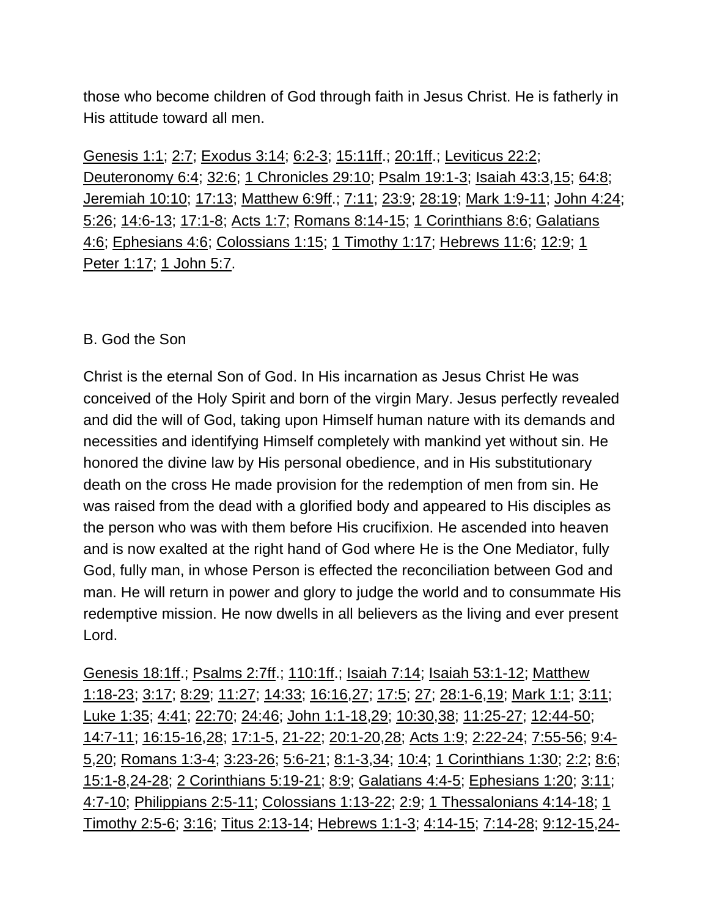those who become children of God through faith in Jesus Christ. He is fatherly in His attitude toward all men.

Genesis 1:1; 2:7; Exodus 3:14; 6:2-3; 15:11ff.; 20:1ff.; Leviticus 22:2; Deuteronomy 6:4; 32:6; 1 Chronicles 29:10; Psalm 19:1-3; Isaiah 43:3,15; 64:8; Jeremiah 10:10; 17:13; Matthew 6:9ff.; 7:11; 23:9; 28:19; Mark 1:9-11; John 4:24; 5:26; 14:6-13; 17:1-8; Acts 1:7; Romans 8:14-15; 1 Corinthians 8:6; Galatians 4:6; Ephesians 4:6; Colossians 1:15; 1 Timothy 1:17; Hebrews 11:6; 12:9; 1 Peter 1:17; 1 John 5:7.

B. God the Son

Christ is the eternal Son of God. In His incarnation as Jesus Christ He was conceived of the Holy Spirit and born of the virgin Mary. Jesus perfectly revealed and did the will of God, taking upon Himself human nature with its demands and necessities and identifying Himself completely with mankind yet without sin. He honored the divine law by His personal obedience, and in His substitutionary death on the cross He made provision for the redemption of men from sin. He was raised from the dead with a glorified body and appeared to His disciples as the person who was with them before His crucifixion. He ascended into heaven and is now exalted at the right hand of God where He is the One Mediator, fully God, fully man, in whose Person is effected the reconciliation between God and man. He will return in power and glory to judge the world and to consummate His redemptive mission. He now dwells in all believers as the living and ever present Lord.

Genesis 18:1ff.; Psalms 2:7ff.; 110:1ff.; Isaiah 7:14; Isaiah 53:1-12; Matthew 1:18-23; 3:17; 8:29; 11:27; 14:33; 16:16,27; 17:5; 27; 28:1-6,19; Mark 1:1; 3:11; Luke 1:35; 4:41; 22:70; 24:46; John 1:1-18,29; 10:30,38; 11:25-27; 12:44-50; 14:7-11; 16:15-16,28; 17:1-5, 21-22; 20:1-20,28; Acts 1:9; 2:22-24; 7:55-56; 9:4-5,20; Romans 1:3-4; 3:23-26; 5:6-21; 8:1-3,34; 10:4; 1 Corinthians 1:30; 2:2; 8:6; 15:1-8,24-28; 2 Corinthians 5:19-21; 8:9; Galatians 4:4-5; Ephesians 1:20; 3:11; 4:7-10; Philippians 2:5-11; Colossians 1:13-22; 2:9; 1 Thessalonians 4:14-18; 1 Timothy 2:5-6; 3:16; Titus 2:13-14; Hebrews 1:1-3; 4:14-15; 7:14-28; 9:12-15,24-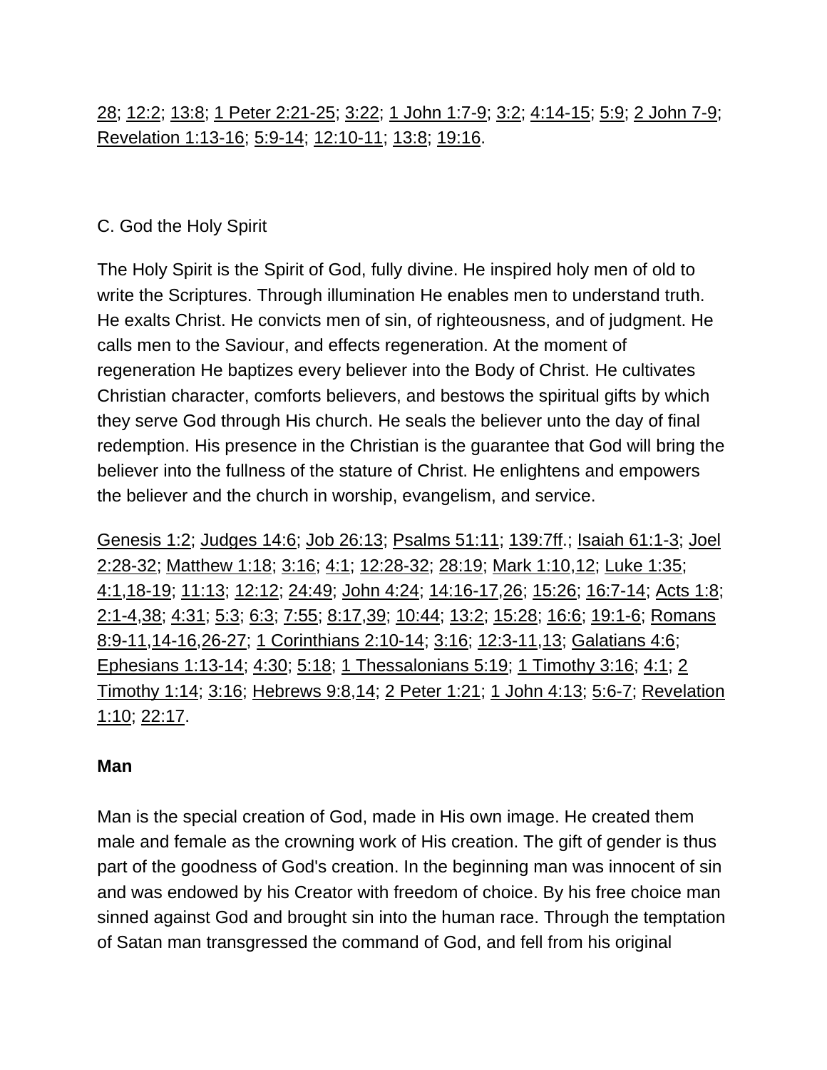28; 12:2; 13:8; 1 Peter 2:21-25; 3:22; 1 John 1:7-9; 3:2; 4:14-15; 5:9; 2 John 7-9; Revelation 1:13-16; 5:9-14; 12:10-11; 13:8; 19:16.

### C. God the Holy Spirit

The Holy Spirit is the Spirit of God, fully divine. He inspired holy men of old to write the Scriptures. Through illumination He enables men to understand truth. He exalts Christ. He convicts men of sin, of righteousness, and of judgment. He calls men to the Saviour, and effects regeneration. At the moment of regeneration He baptizes every believer into the Body of Christ. He cultivates Christian character, comforts believers, and bestows the spiritual gifts by which they serve God through His church. He seals the believer unto the day of final redemption. His presence in the Christian is the guarantee that God will bring the believer into the fullness of the stature of Christ. He enlightens and empowers the believer and the church in worship, evangelism, and service.

Genesis 1:2; Judges 14:6; Job 26:13; Psalms 51:11; 139:7ff.; Isaiah 61:1-3; Joel 2:28-32; Matthew 1:18; 3:16; 4:1; 12:28-32; 28:19; Mark 1:10,12; Luke 1:35; 4:1,18-19; 11:13; 12:12; 24:49; John 4:24; 14:16-17,26; 15:26; 16:7-14; Acts 1:8; 2:1-4,38; 4:31; 5:3; 6:3; 7:55; 8:17,39; 10:44; 13:2; 15:28; 16:6; 19:1-6; Romans 8:9-11,14-16,26-27; 1 Corinthians 2:10-14; 3:16; 12:3-11,13; Galatians 4:6; Ephesians 1:13-14; 4:30; 5:18; 1 Thessalonians 5:19; 1 Timothy 3:16; 4:1; 2 Timothy 1:14; 3:16; Hebrews 9:8,14; 2 Peter 1:21; 1 John 4:13; 5:6-7; Revelation 1:10; 22:17.

## Man

Man is the special creation of God, made in His own image. He created them male and female as the crowning work of His creation. The gift of gender is thus part of the goodness of God's creation. In the beginning man was innocent of sin and was endowed by his Creator with freedom of choice. By his free choice man sinned against God and brought sin into the human race. Through the temptation of Satan man transgressed the command of God, and fell from his original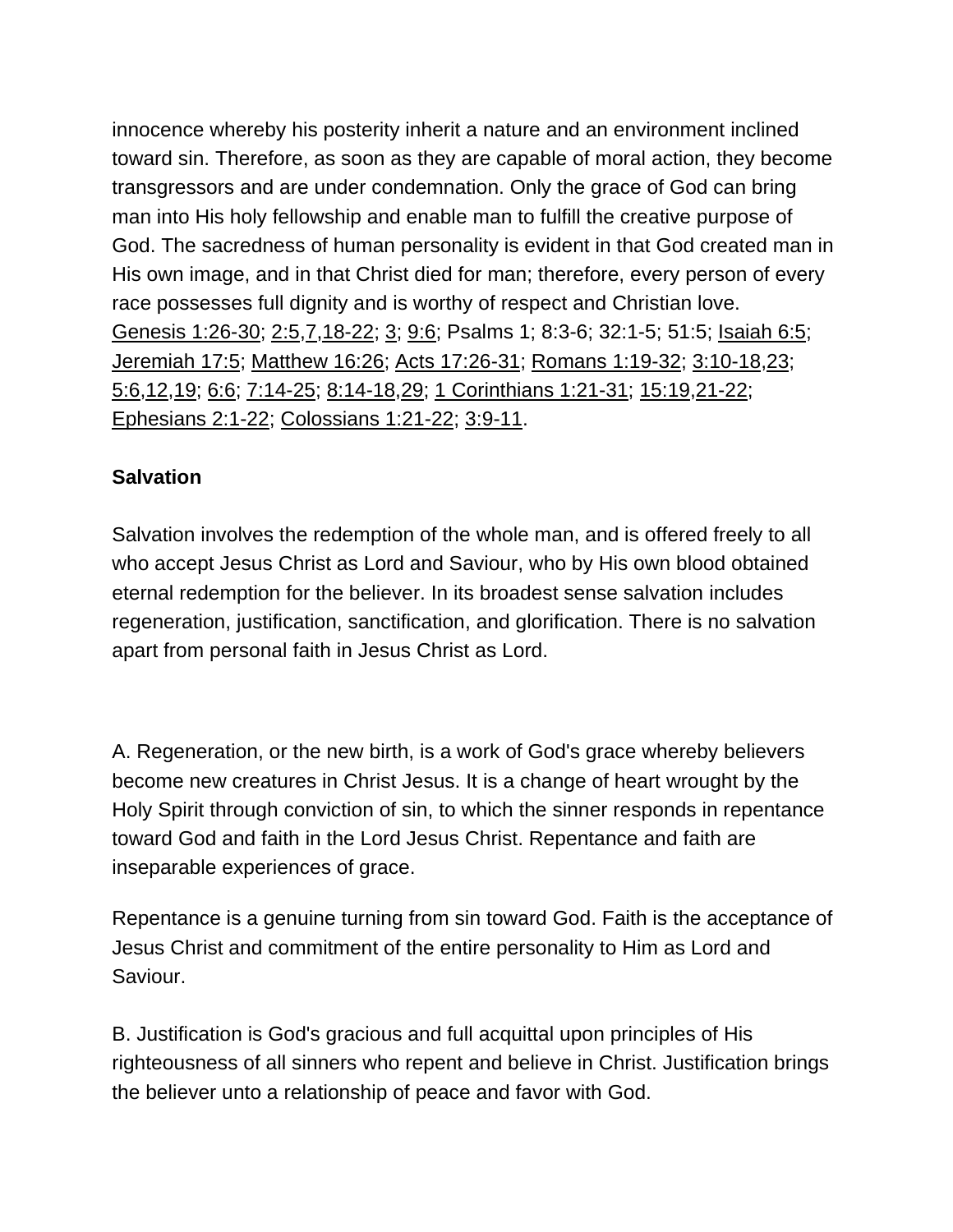innocence whereby his posterity inherit a nature and an environment inclined toward sin. Therefore, as soon as they are capable of moral action, they become transgressors and are under condemnation. Only the grace of God can bring man into His holy fellowship and enable man to fulfill the creative purpose of God. The sacredness of human personality is evident in that God created man in His own image, and in that Christ died for man; therefore, every person of every race possesses full dignity and is worthy of respect and Christian love. Genesis 1:26-30; 2:5,7,18-22; 3; 9:6; Psalms 1; 8:3-6; 32:1-5; 51:5; Isaiah 6:5; Jeremiah 17:5; Matthew 16:26; Acts 17:26-31; Romans 1:19-32; 3:10-18,23; 5:6,12,19; 6:6; 7:14-25; 8:14-18,29; 1 Corinthians 1:21-31; 15:19,21-22; Ephesians 2:1-22; Colossians 1:21-22; 3:9-11.

**Salvation**

Salvation involves the redemption of the whole man, and is offered freely to all who accept Jesus Christ as Lord and Saviour, who by His own blood obtained eternal redemption for the believer. In its broadest sense salvation includes regeneration, justification, sanctification, and glorification. There is no salvation apart from personal faith in Jesus Christ as Lord.

A. Regeneration, or the new birth, is a work of God's grace whereby believers become new creatures in Christ Jesus. It is a change of heart wrought by the Holy Spirit through conviction of sin, to which the sinner responds in repentance toward God and faith in the Lord Jesus Christ. Repentance and faith are inseparable experiences of grace.

Repentance is a genuine turning from sin toward God. Faith is the acceptance of Jesus Christ and commitment of the entire personality to Him as Lord and Saviour.

B. Justification is God's gracious and full acquittal upon principles of His righteousness of all sinners who repent and believe in Christ. Justification brings the believer unto a relationship of peace and favor with God.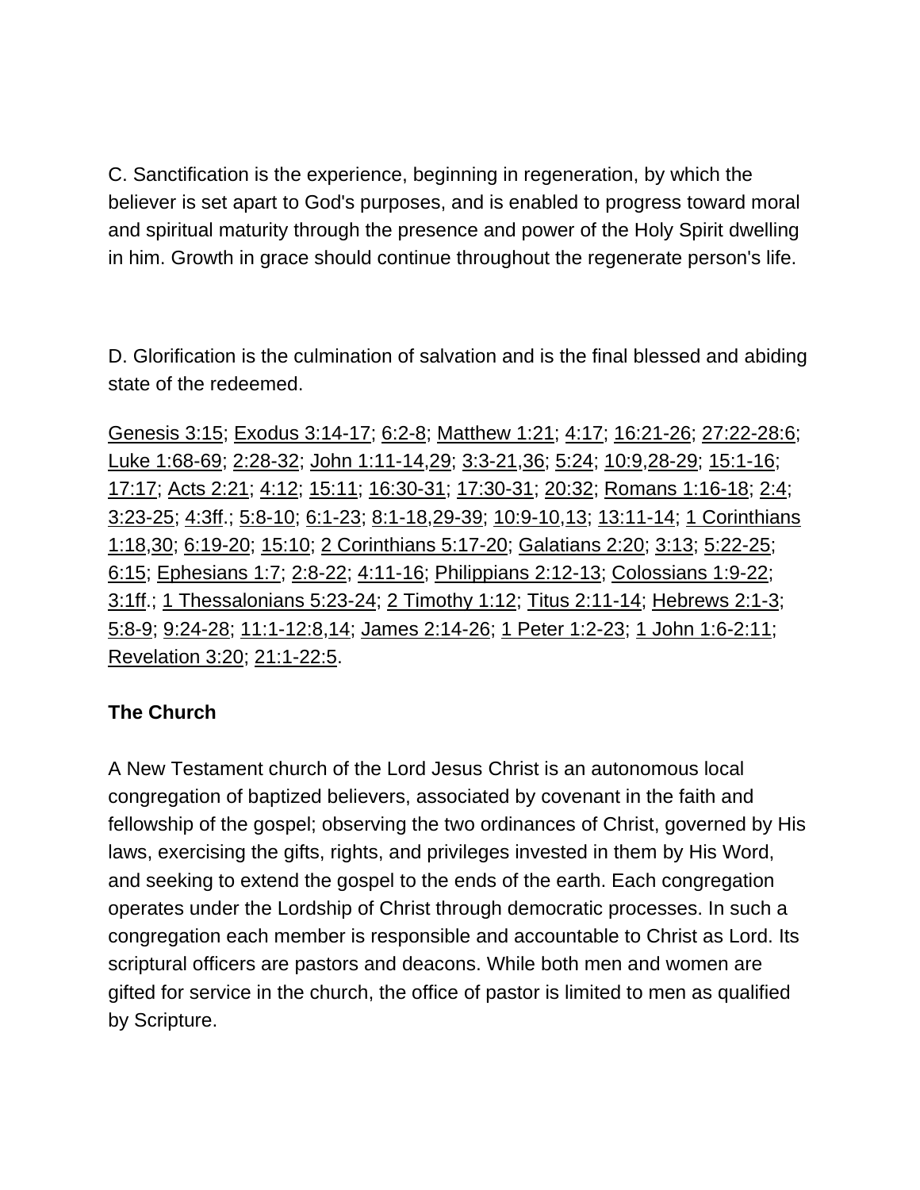C. Sanctification is the experience, beginning in regeneration, by which the believer is set apart to God's purposes, and is enabled to progress toward moral and spiritual maturity through the presence and power of the Holy Spirit dwelling in him. Growth in grace should continue throughout the regenerate person's life.

D. Glorification is the culmination of salvation and is the final blessed and abiding state of the redeemed.

Genesis 3:15; Exodus 3:14-17; 6:2-8; Matthew 1:21; 4:17; 16:21-26; 27:22-28:6; Luke 1:68-69; 2:28-32; John 1:11-14,29; 3:3-21,36; 5:24; 10:9,28-29; 15:1-16; 17:17; Acts 2:21; 4:12; 15:11; 16:30-31; 17:30-31; 20:32; Romans 1:16-18; 2:4; 3:23-25; 4:3ff.; 5:8-10; 6:1-23; 8:1-18,29-39; 10:9-10,13; 13:11-14; 1 Corinthians 1:18,30; 6:19-20; 15:10; 2 Corinthians 5:17-20; Galatians 2:20; 3:13; 5:22-25; 6:15; Ephesians 1:7; 2:8-22; 4:11-16; Philippians 2:12-13; Colossians 1:9-22; 3:1ff.; 1 Thessalonians 5:23-24; 2 Timothy 1:12; Titus 2:11-14; Hebrews 2:1-3; 5:8-9; 9:24-28; 11:1-12:8,14; James 2:14-26; 1 Peter 1:2-23; 1 John 1:6-2:11; Revelation 3:20; 21:1-22:5.

**The Church**

A New Testament church of the Lord Jesus Christ is an autonomous local congregation of baptized believers, associated by covenant in the faith and fellowship of the gospel; observing the two ordinances of Christ, governed by His laws, exercising the gifts, rights, and privileges invested in them by His Word, and seeking to extend the gospel to the ends of the earth. Each congregation operates under the Lordship of Christ through democratic processes. In such a congregation each member is responsible and accountable to Christ as Lord. Its scriptural officers are pastors and deacons. While both men and women are gifted for service in the church, the office of pastor is limited to men as qualified by Scripture.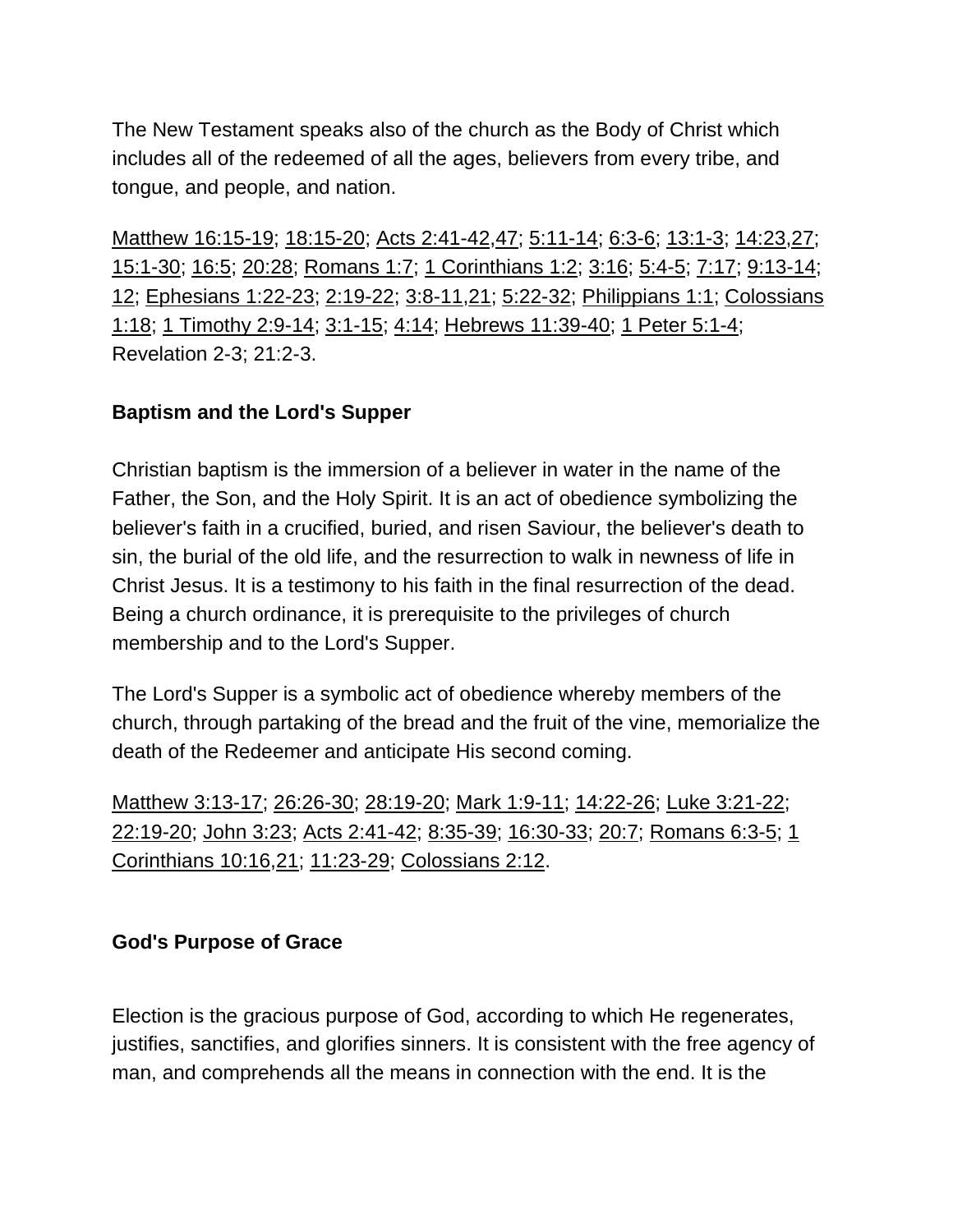The New Testament speaks also of the church as the Body of Christ which includes all of the redeemed of all the ages, believers from every tribe, and tongue, and people, and nation.

Matthew 16:15-19; 18:15-20; Acts 2:41-42,47; 5:11-14; 6:3-6; 13:1-3; 14:23,27; 15:1-30; 16:5; 20:28; Romans 1:7; 1 Corinthians 1:2; 3:16; 5:4-5; 7:17; 9:13-14; 12; Ephesians 1:22-23; 2:19-22; 3:8-11,21; 5:22-32; Philippians 1:1; Colossians 1:18; 1 Timothy 2:9-14; 3:1-15; 4:14; Hebrews 11:39-40; 1 Peter 5:1-4; Revelation 2-3; 21:2-3.

**Baptism and the Lord's Supper**

Christian baptism is the immersion of a believer in water in the name of the Father, the Son, and the Holy Spirit. It is an act of obedience symbolizing the believer's faith in a crucified, buried, and risen Saviour, the believer's death to sin, the burial of the old life, and the resurrection to walk in newness of life in Christ Jesus. It is a testimony to his faith in the final resurrection of the dead. Being a church ordinance, it is prerequisite to the privileges of church membership and to the Lord's Supper.

The Lord's Supper is a symbolic act of obedience whereby members of the church, through partaking of the bread and the fruit of the vine, memorialize the death of the Redeemer and anticipate His second coming.

Matthew 3:13-17; 26:26-30; 28:19-20; Mark 1:9-11; 14:22-26; Luke 3:21-22; 22:19-20; John 3:23; Acts 2:41-42; 8:35-39; 16:30-33; 20:7; Romans 6:3-5; 1 Corinthians 10:16,21; 11:23-29; Colossians 2:12.

**God's Purpose of Grace**

Election is the gracious purpose of God, according to which He regenerates, justifies, sanctifies, and glorifies sinners. It is consistent with the free agency of man, and comprehends all the means in connection with the end. It is the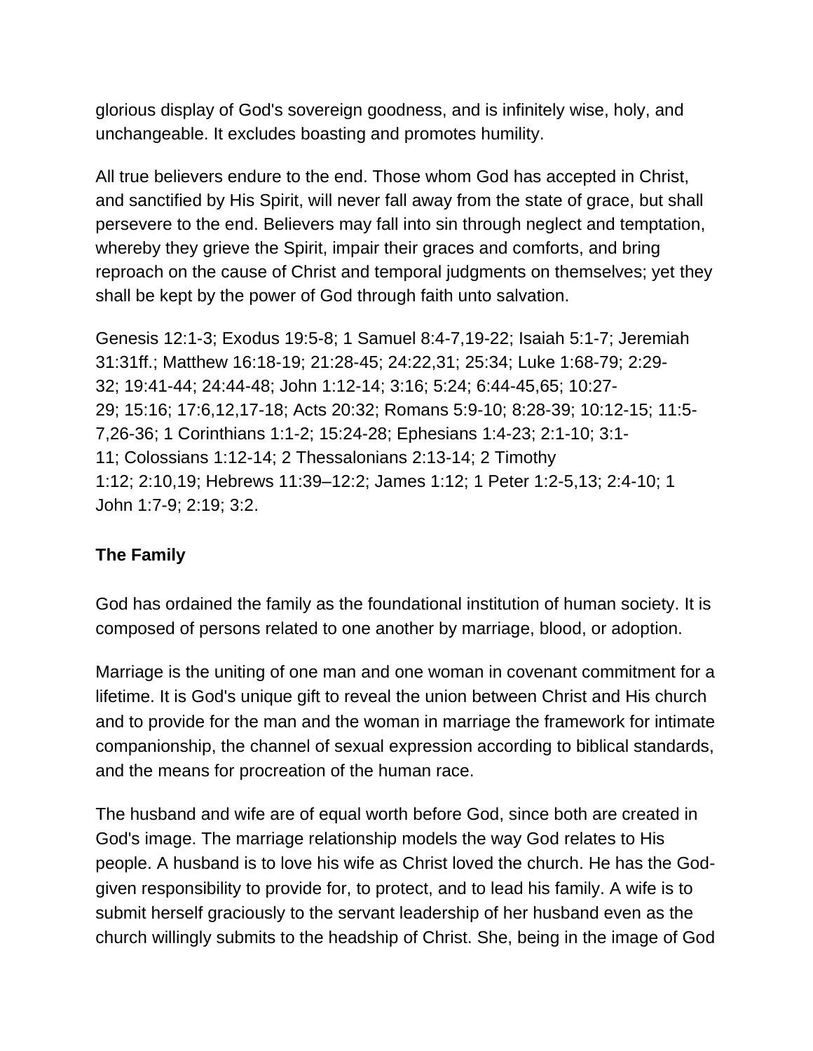glorious display of God's sovereign goodness, and is infinitely wise, holy, and unchangeable. It excludes boasting and promotes humility.

All true believers endure to the end. Those whom God has accepted in Christ, and sanctified by His Spirit, will never fall away from the state of grace, but shall persevere to the end. Believers may fall into sin through neglect and temptation, whereby they grieve the Spirit, impair their graces and comforts, and bring reproach on the cause of Christ and temporal judgments on themselves; yet they shall be kept by the power of God through faith unto salvation.

Genesis 12:1-3; Exodus 19:5-8; 1 Samuel 8:4-7,19-22; Isaiah 5:1-7; Jeremiah 31:31ff.; Matthew 16:18-19; 21:28-45; 24:22,31; 25:34; Luke 1:68-79; 2:29-32; 19:41-44; 24:44-48; John 1:12-14; 3:16; 5:24; 6:44-45,65; 10:27-29; 15:16; 17:6,12,17-18; Acts 20:32; Romans 5:9-10; 8:28-39; 10:12-15; 11:5-7,26-36; 1 Corinthians 1:1-2; 15:24-28; Ephesians 1:4-23; 2:1-10; 3:1-11; Colossians 1:12-14; 2 Thessalonians 2:13-14; 2 Timothy 1:12; 2:10,19; Hebrews 11:39–12:2; James 1:12; 1 Peter 1:2-5,13; 2:4-10; 1 John 1:7-9; 2:19; 3:2.

**The Family**

God has ordained the family as the foundational institution of human society. It is composed of persons related to one another by marriage, blood, or adoption.

Marriage is the uniting of one man and one woman in covenant commitment for a lifetime. It is God's unique gift to reveal the union between Christ and His church and to provide for the man and the woman in marriage the framework for intimate companionship, the channel of sexual expression according to biblical standards, and the means for procreation of the human race.

The husband and wife are of equal worth before God, since both are created in God's image. The marriage relationship models the way God relates to His people. A husband is to love his wife as Christ loved the church. He has the God-given responsibility to provide for, to protect, and to lead his family. A wife is to submit herself graciously to the servant leadership of her husband even as the church willingly submits to the headship of Christ. She, being in the image of God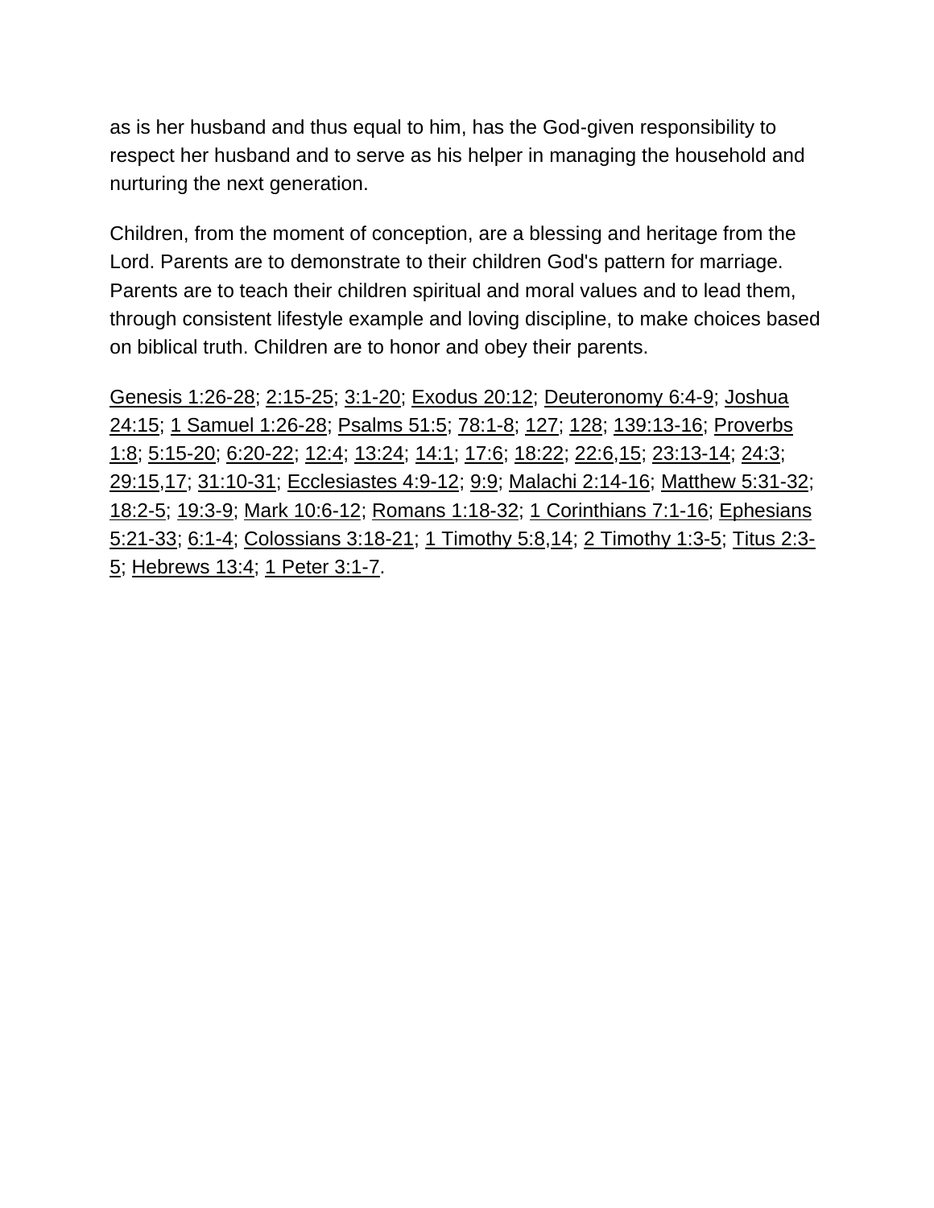as is her husband and thus equal to him, has the God-given responsibility to respect her husband and to serve as his helper in managing the household and nurturing the next generation.

Children, from the moment of conception, are a blessing and heritage from the Lord. Parents are to demonstrate to their children God's pattern for marriage. Parents are to teach their children spiritual and moral values and to lead them, through consistent lifestyle example and loving discipline, to make choices based on biblical truth. Children are to honor and obey their parents.

Genesis 1:26-28; 2:15-25; 3:1-20; Exodus 20:12; Deuteronomy 6:4-9; Joshua 24:15; 1 Samuel 1:26-28; Psalms 51:5; 78:1-8; 127; 128; 139:13-16; Proverbs 1:8; 5:15-20; 6:20-22; 12:4; 13:24; 14:1; 17:6; 18:22; 22:6,15; 23:13-14; 24:3; 29:15,17; 31:10-31; Ecclesiastes 4:9-12; 9:9; Malachi 2:14-16; Matthew 5:31-32; 18:2-5; 19:3-9; Mark 10:6-12; Romans 1:18-32; 1 Corinthians 7:1-16; Ephesians 5:21-33; 6:1-4; Colossians 3:18-21; 1 Timothy 5:8,14; 2 Timothy 1:3-5; Titus 2:3-5; Hebrews 13:4; 1 Peter 3:1-7.